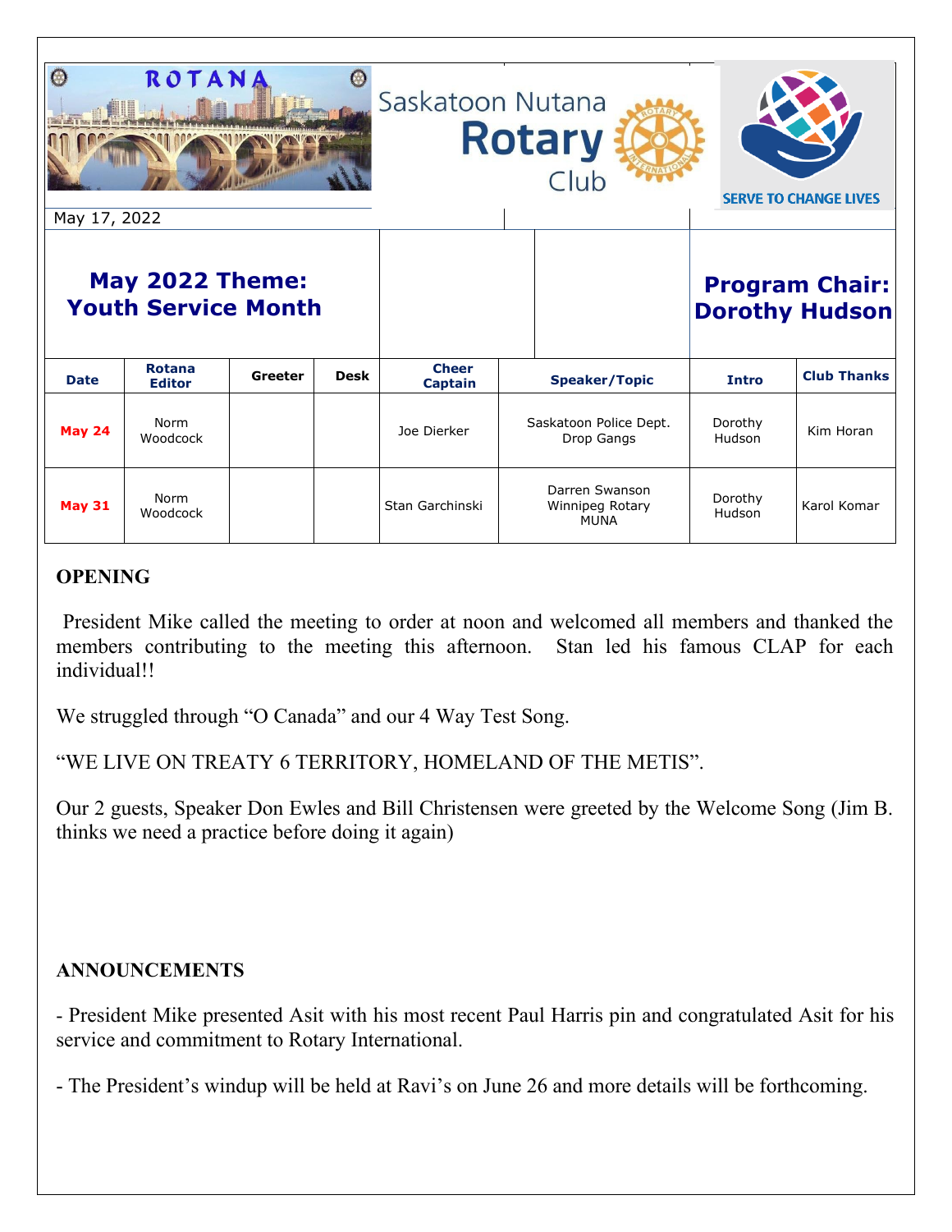ROTANA

Saskatoon Nutana Rotary Club

SERVE TO CHANGE LIVES

May 17, 2022

**May 2022 Theme: Youth Service Month**

**Program Chair: Dorothy Hudson**

| Date | Rotana Editor | Greeter | Desk | Cheer Captain | Speaker/Topic | Intro | Club Thanks |
|---|---|---|---|---|---|---|---|
| **May 24** | Norm Woodcock | | | Joe Dierker | Saskatoon Police Dept. Drop Gangs | Dorothy Hudson | Kim Horan |
| **May 31** | Norm Woodcock | | | Stan Garchinski | Darren Swanson Winnipeg Rotary MUNA | Dorothy Hudson | Karol Komar |

## OPENING

President Mike called the meeting to order at noon and welcomed all members and thanked the members contributing to the meeting this afternoon. Stan led his famous CLAP for each individual!!

We struggled through "O Canada" and our 4 Way Test Song.

"WE LIVE ON TREATY 6 TERRITORY, HOMELAND OF THE METIS".

Our 2 guests, Speaker Don Ewles and Bill Christensen were greeted by the Welcome Song (Jim B. thinks we need a practice before doing it again)

## ANNOUNCEMENTS

- President Mike presented Asit with his most recent Paul Harris pin and congratulated Asit for his service and commitment to Rotary International.

- The President's windup will be held at Ravi's on June 26 and more details will be forthcoming.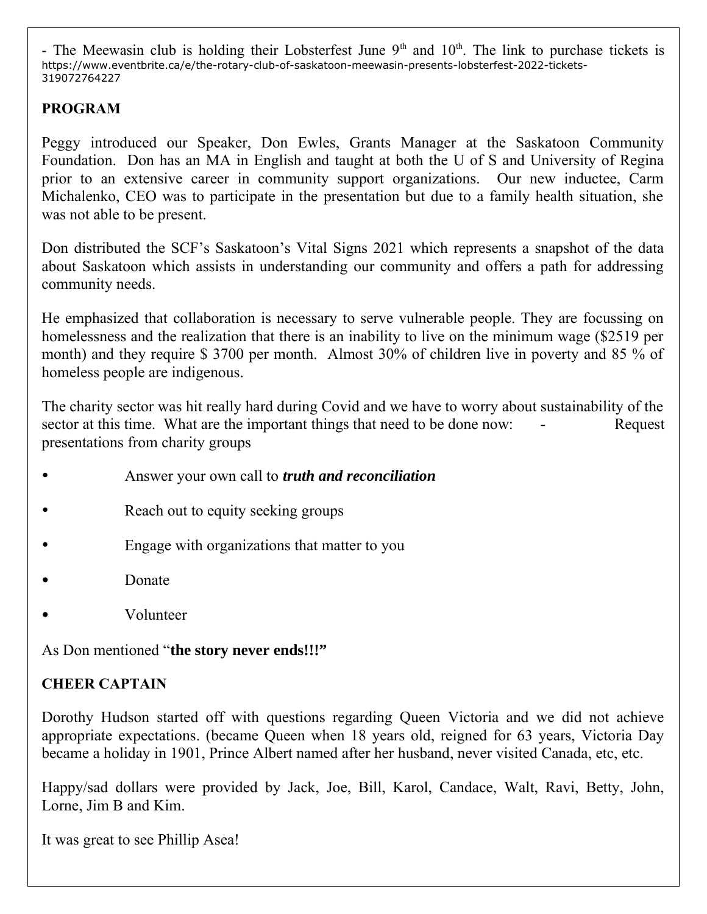- The Meewasin club is holding their Lobsterfest June 9th and 10th. The link to purchase tickets is https://www.eventbrite.ca/e/the-rotary-club-of-saskatoon-meewasin-presents-lobsterfest-2022-tickets-319072764227

**PROGRAM**

Peggy introduced our Speaker, Don Ewles, Grants Manager at the Saskatoon Community Foundation. Don has an MA in English and taught at both the U of S and University of Regina prior to an extensive career in community support organizations. Our new inductee, Carm Michalenko, CEO was to participate in the presentation but due to a family health situation, she was not able to be present.

Don distributed the SCF's Saskatoon's Vital Signs 2021 which represents a snapshot of the data about Saskatoon which assists in understanding our community and offers a path for addressing community needs.

He emphasized that collaboration is necessary to serve vulnerable people. They are focussing on homelessness and the realization that there is an inability to live on the minimum wage ($2519 per month) and they require $ 3700 per month. Almost 30% of children live in poverty and 85 % of homeless people are indigenous.

The charity sector was hit really hard during Covid and we have to worry about sustainability of the sector at this time. What are the important things that need to be done now: - Request presentations from charity groups

- Answer your own call to ***truth and reconciliation***
- Reach out to equity seeking groups
- Engage with organizations that matter to you
- Donate
- Volunteer

As Don mentioned "**the story never ends!!!"**

**CHEER CAPTAIN**

Dorothy Hudson started off with questions regarding Queen Victoria and we did not achieve appropriate expectations. (became Queen when 18 years old, reigned for 63 years, Victoria Day became a holiday in 1901, Prince Albert named after her husband, never visited Canada, etc, etc.

Happy/sad dollars were provided by Jack, Joe, Bill, Karol, Candace, Walt, Ravi, Betty, John, Lorne, Jim B and Kim.

It was great to see Phillip Asea!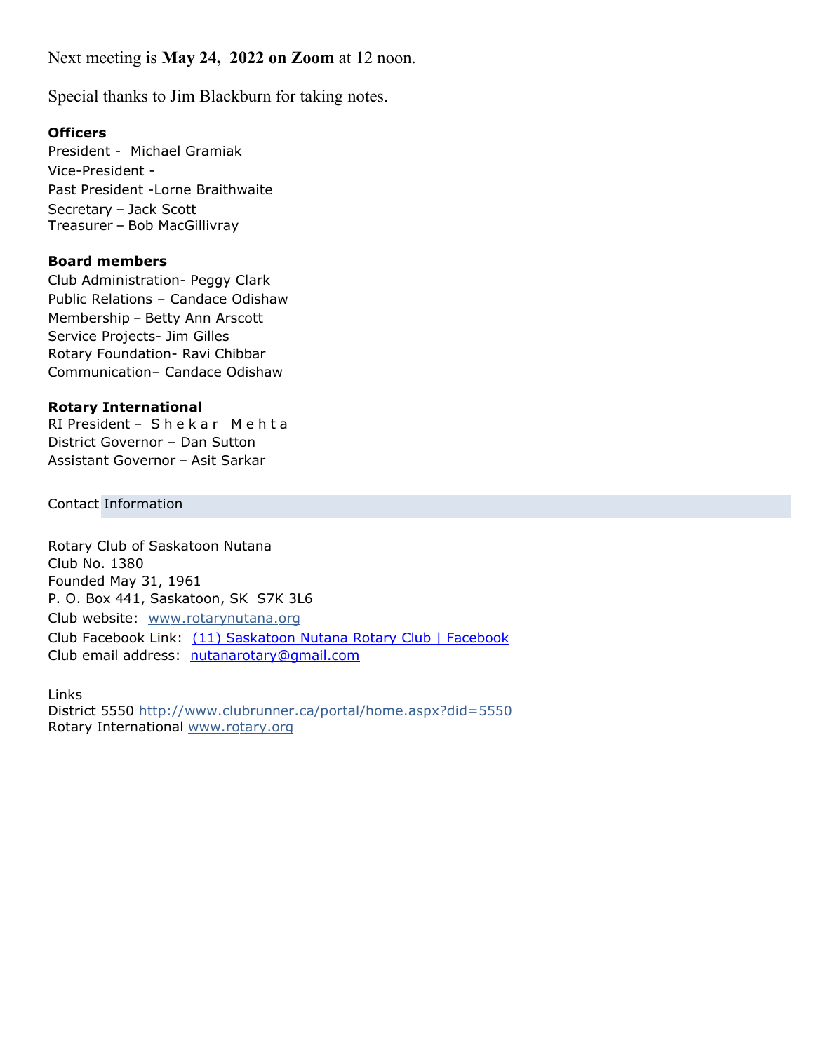Next meeting is **May 24, 2022 <u>on Zoom</u>** at 12 noon.

Special thanks to Jim Blackburn for taking notes.

**Officers**
President - Michael Gramiak
Vice-President -
Past President -Lorne Braithwaite
Secretary – Jack Scott
Treasurer – Bob MacGillivray

**Board members**
Club Administration- Peggy Clark
Public Relations – Candace Odishaw
Membership – Betty Ann Arscott
Service Projects- Jim Gilles
Rotary Foundation- Ravi Chibbar
Communication– Candace Odishaw

**Rotary International**
RI President – S h e k a r M e h t a
District Governor – Dan Sutton
Assistant Governor – Asit Sarkar

Contact Information

Rotary Club of Saskatoon Nutana
Club No. 1380
Founded May 31, 1961
P. O. Box 441, Saskatoon, SK S7K 3L6
Club website: www.rotarynutana.org
Club Facebook Link: (11) Saskatoon Nutana Rotary Club | Facebook
Club email address: nutanarotary@gmail.com

Links
District 5550 http://www.clubrunner.ca/portal/home.aspx?did=5550
Rotary International www.rotary.org